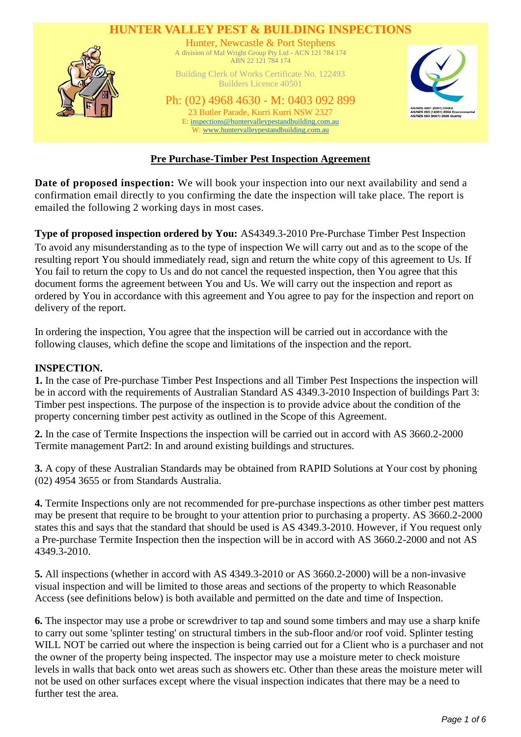# HUNTER VALLEY PEST & BUILDING INSPECTIONS

Hunter, Newcastle & Port Stephens
A division of Mal Wright Group Pty Ltd - ACN 121 784 174
ABN 22 121 784 174

Building Clerk of Works Certificate No. 122493
Builders Licence 40501

Ph: (02) 4968 4630 - M: 0403 092 899
23 Butler Parade, Kurri Kurri NSW 2327
E: inspections@huntervalleypestandbuilding.com.au
W: www.huntervalleypestandbuilding.com.au

AS/NZS 4801 (2001) OH&S
AS/NZS ISO (14001) 2004 Environmental
AS/NZS ISO (9001) 2008 Quality

## Pre Purchase-Timber Pest Inspection Agreement

**Date of proposed inspection:** We will book your inspection into our next availability and send a confirmation email directly to you confirming the date the inspection will take place. The report is emailed the following 2 working days in most cases.

**Type of proposed inspection ordered by You:** AS4349.3-2010 Pre-Purchase Timber Pest Inspection
To avoid any misunderstanding as to the type of inspection We will carry out and as to the scope of the resulting report You should immediately read, sign and return the white copy of this agreement to Us. If You fail to return the copy to Us and do not cancel the requested inspection, then You agree that this document forms the agreement between You and Us. We will carry out the inspection and report as ordered by You in accordance with this agreement and You agree to pay for the inspection and report on delivery of the report.

In ordering the inspection, You agree that the inspection will be carried out in accordance with the following clauses, which define the scope and limitations of the inspection and the report.

### INSPECTION.

**1.** In the case of Pre-purchase Timber Pest Inspections and all Timber Pest Inspections the inspection will be in accord with the requirements of Australian Standard AS 4349.3-2010 Inspection of buildings Part 3: Timber pest inspections. The purpose of the inspection is to provide advice about the condition of the property concerning timber pest activity as outlined in the Scope of this Agreement.

**2.** In the case of Termite Inspections the inspection will be carried out in accord with AS 3660.2-2000 Termite management Part2: In and around existing buildings and structures.

**3.** A copy of these Australian Standards may be obtained from RAPID Solutions at Your cost by phoning (02) 4954 3655 or from Standards Australia.

**4.** Termite Inspections only are not recommended for pre-purchase inspections as other timber pest matters may be present that require to be brought to your attention prior to purchasing a property. AS 3660.2-2000 states this and says that the standard that should be used is AS 4349.3-2010. However, if You request only a Pre-purchase Termite Inspection then the inspection will be in accord with AS 3660.2-2000 and not AS 4349.3-2010.

**5.** All inspections (whether in accord with AS 4349.3-2010 or AS 3660.2-2000) will be a non-invasive visual inspection and will be limited to those areas and sections of the property to which Reasonable Access (see definitions below) is both available and permitted on the date and time of Inspection.

**6.** The inspector may use a probe or screwdriver to tap and sound some timbers and may use a sharp knife to carry out some 'splinter testing' on structural timbers in the sub-floor and/or roof void. Splinter testing WILL NOT be carried out where the inspection is being carried out for a Client who is a purchaser and not the owner of the property being inspected. The inspector may use a moisture meter to check moisture levels in walls that back onto wet areas such as showers etc. Other than these areas the moisture meter will not be used on other surfaces except where the visual inspection indicates that there may be a need to further test the area.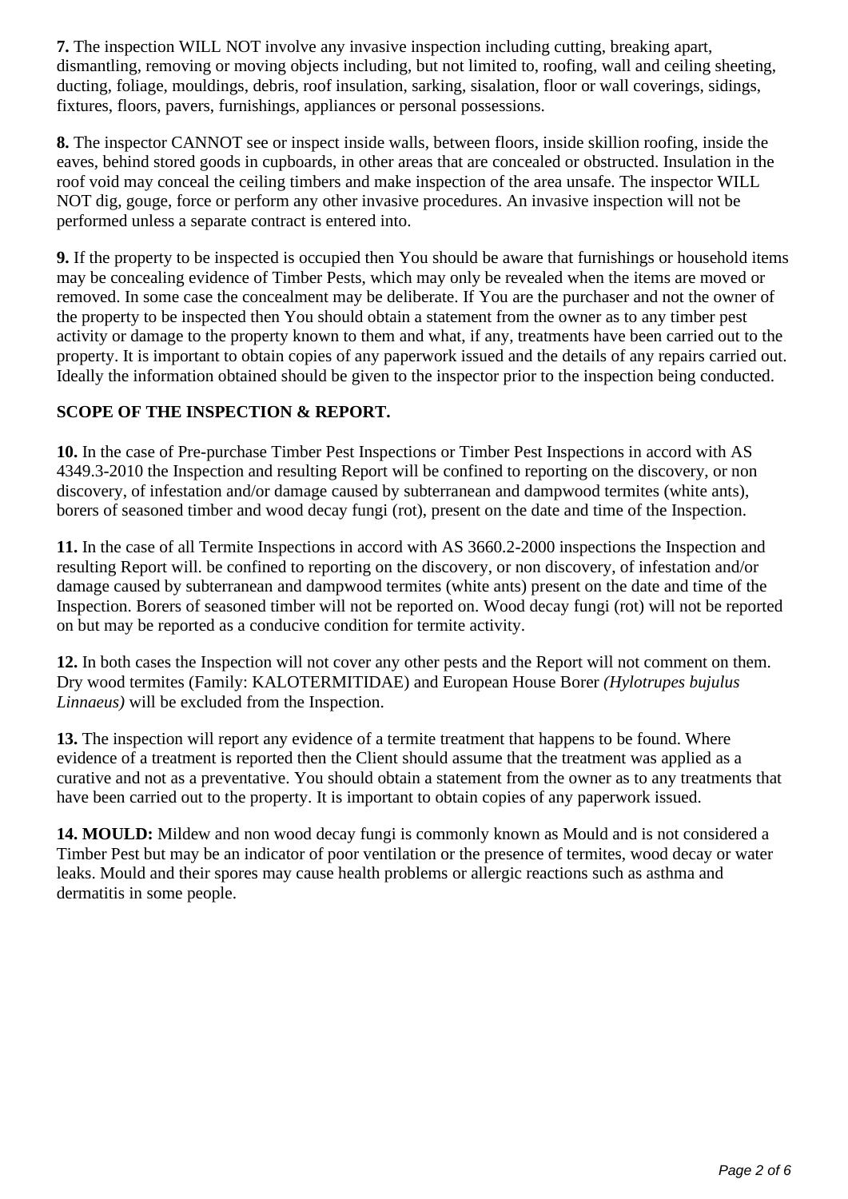**7.** The inspection WILL NOT involve any invasive inspection including cutting, breaking apart, dismantling, removing or moving objects including, but not limited to, roofing, wall and ceiling sheeting, ducting, foliage, mouldings, debris, roof insulation, sarking, sisalation, floor or wall coverings, sidings, fixtures, floors, pavers, furnishings, appliances or personal possessions.

**8.** The inspector CANNOT see or inspect inside walls, between floors, inside skillion roofing, inside the eaves, behind stored goods in cupboards, in other areas that are concealed or obstructed. Insulation in the roof void may conceal the ceiling timbers and make inspection of the area unsafe. The inspector WILL NOT dig, gouge, force or perform any other invasive procedures. An invasive inspection will not be performed unless a separate contract is entered into.

**9.** If the property to be inspected is occupied then You should be aware that furnishings or household items may be concealing evidence of Timber Pests, which may only be revealed when the items are moved or removed. In some case the concealment may be deliberate. If You are the purchaser and not the owner of the property to be inspected then You should obtain a statement from the owner as to any timber pest activity or damage to the property known to them and what, if any, treatments have been carried out to the property. It is important to obtain copies of any paperwork issued and the details of any repairs carried out. Ideally the information obtained should be given to the inspector prior to the inspection being conducted.

## SCOPE OF THE INSPECTION & REPORT.

**10.** In the case of Pre-purchase Timber Pest Inspections or Timber Pest Inspections in accord with AS 4349.3-2010 the Inspection and resulting Report will be confined to reporting on the discovery, or non discovery, of infestation and/or damage caused by subterranean and dampwood termites (white ants), borers of seasoned timber and wood decay fungi (rot), present on the date and time of the Inspection.

**11.** In the case of all Termite Inspections in accord with AS 3660.2-2000 inspections the Inspection and resulting Report will. be confined to reporting on the discovery, or non discovery, of infestation and/or damage caused by subterranean and dampwood termites (white ants) present on the date and time of the Inspection. Borers of seasoned timber will not be reported on. Wood decay fungi (rot) will not be reported on but may be reported as a conducive condition for termite activity.

**12.** In both cases the Inspection will not cover any other pests and the Report will not comment on them. Dry wood termites (Family: KALOTERMITIDAE) and European House Borer *(Hylotrupes bujulus Linnaeus)* will be excluded from the Inspection.

**13.** The inspection will report any evidence of a termite treatment that happens to be found. Where evidence of a treatment is reported then the Client should assume that the treatment was applied as a curative and not as a preventative. You should obtain a statement from the owner as to any treatments that have been carried out to the property. It is important to obtain copies of any paperwork issued.

**14. MOULD:** Mildew and non wood decay fungi is commonly known as Mould and is not considered a Timber Pest but may be an indicator of poor ventilation or the presence of termites, wood decay or water leaks. Mould and their spores may cause health problems or allergic reactions such as asthma and dermatitis in some people.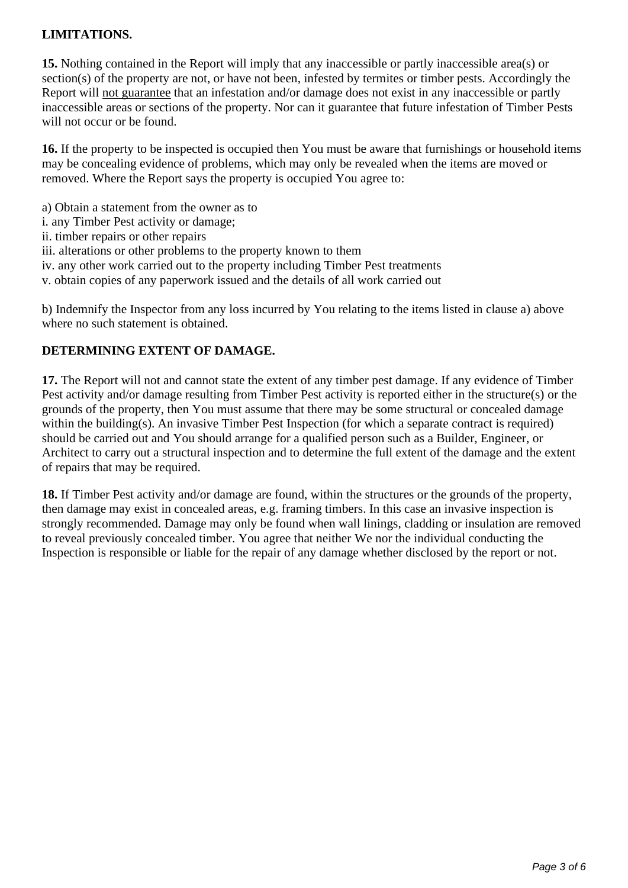## LIMITATIONS.

**15.** Nothing contained in the Report will imply that any inaccessible or partly inaccessible area(s) or section(s) of the property are not, or have not been, infested by termites or timber pests. Accordingly the Report will <u>not guarantee</u> that an infestation and/or damage does not exist in any inaccessible or partly inaccessible areas or sections of the property. Nor can it guarantee that future infestation of Timber Pests will not occur or be found.

**16.** If the property to be inspected is occupied then You must be aware that furnishings or household items may be concealing evidence of problems, which may only be revealed when the items are moved or removed. Where the Report says the property is occupied You agree to:

a) Obtain a statement from the owner as to
i. any Timber Pest activity or damage;
ii. timber repairs or other repairs
iii. alterations or other problems to the property known to them
iv. any other work carried out to the property including Timber Pest treatments
v. obtain copies of any paperwork issued and the details of all work carried out

b) Indemnify the Inspector from any loss incurred by You relating to the items listed in clause a) above where no such statement is obtained.

## DETERMINING EXTENT OF DAMAGE.

**17.** The Report will not and cannot state the extent of any timber pest damage. If any evidence of Timber Pest activity and/or damage resulting from Timber Pest activity is reported either in the structure(s) or the grounds of the property, then You must assume that there may be some structural or concealed damage within the building(s). An invasive Timber Pest Inspection (for which a separate contract is required) should be carried out and You should arrange for a qualified person such as a Builder, Engineer, or Architect to carry out a structural inspection and to determine the full extent of the damage and the extent of repairs that may be required.

**18.** If Timber Pest activity and/or damage are found, within the structures or the grounds of the property, then damage may exist in concealed areas, e.g. framing timbers. In this case an invasive inspection is strongly recommended. Damage may only be found when wall linings, cladding or insulation are removed to reveal previously concealed timber. You agree that neither We nor the individual conducting the Inspection is responsible or liable for the repair of any damage whether disclosed by the report or not.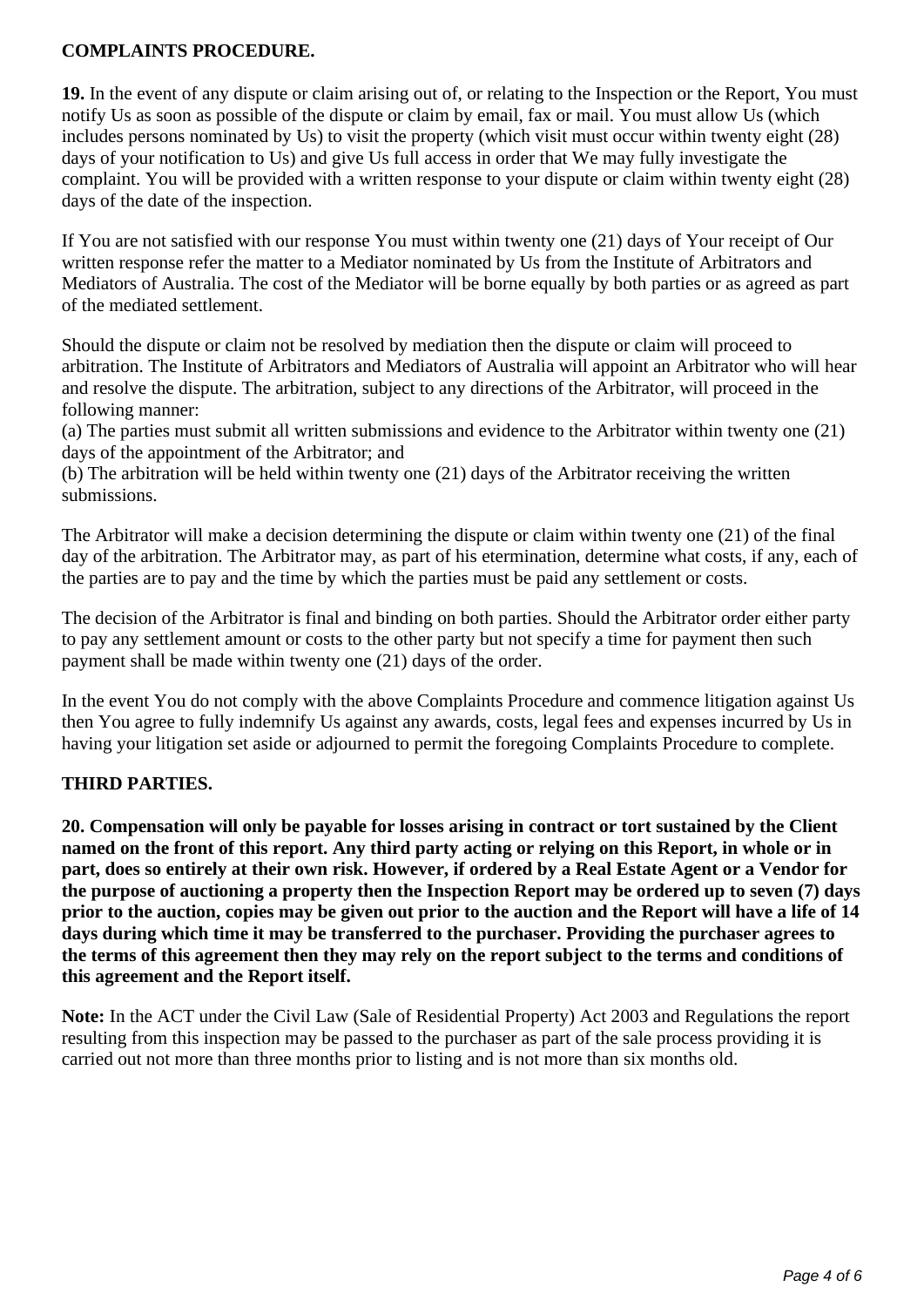**COMPLAINTS PROCEDURE.**

**19.** In the event of any dispute or claim arising out of, or relating to the Inspection or the Report, You must notify Us as soon as possible of the dispute or claim by email, fax or mail. You must allow Us (which includes persons nominated by Us) to visit the property (which visit must occur within twenty eight (28) days of your notification to Us) and give Us full access in order that We may fully investigate the complaint. You will be provided with a written response to your dispute or claim within twenty eight (28) days of the date of the inspection.

If You are not satisfied with our response You must within twenty one (21) days of Your receipt of Our written response refer the matter to a Mediator nominated by Us from the Institute of Arbitrators and Mediators of Australia. The cost of the Mediator will be borne equally by both parties or as agreed as part of the mediated settlement.

Should the dispute or claim not be resolved by mediation then the dispute or claim will proceed to arbitration. The Institute of Arbitrators and Mediators of Australia will appoint an Arbitrator who will hear and resolve the dispute. The arbitration, subject to any directions of the Arbitrator, will proceed in the following manner:
(a) The parties must submit all written submissions and evidence to the Arbitrator within twenty one (21) days of the appointment of the Arbitrator; and
(b) The arbitration will be held within twenty one (21) days of the Arbitrator receiving the written submissions.

The Arbitrator will make a decision determining the dispute or claim within twenty one (21) of the final day of the arbitration. The Arbitrator may, as part of his etermination, determine what costs, if any, each of the parties are to pay and the time by which the parties must be paid any settlement or costs.

The decision of the Arbitrator is final and binding on both parties. Should the Arbitrator order either party to pay any settlement amount or costs to the other party but not specify a time for payment then such payment shall be made within twenty one (21) days of the order.

In the event You do not comply with the above Complaints Procedure and commence litigation against Us then You agree to fully indemnify Us against any awards, costs, legal fees and expenses incurred by Us in having your litigation set aside or adjourned to permit the foregoing Complaints Procedure to complete.

**THIRD PARTIES.**

**20. Compensation will only be payable for losses arising in contract or tort sustained by the Client named on the front of this report. Any third party acting or relying on this Report, in whole or in part, does so entirely at their own risk. However, if ordered by a Real Estate Agent or a Vendor for the purpose of auctioning a property then the Inspection Report may be ordered up to seven (7) days prior to the auction, copies may be given out prior to the auction and the Report will have a life of 14 days during which time it may be transferred to the purchaser. Providing the purchaser agrees to the terms of this agreement then they may rely on the report subject to the terms and conditions of this agreement and the Report itself.**

**Note:** In the ACT under the Civil Law (Sale of Residential Property) Act 2003 and Regulations the report resulting from this inspection may be passed to the purchaser as part of the sale process providing it is carried out not more than three months prior to listing and is not more than six months old.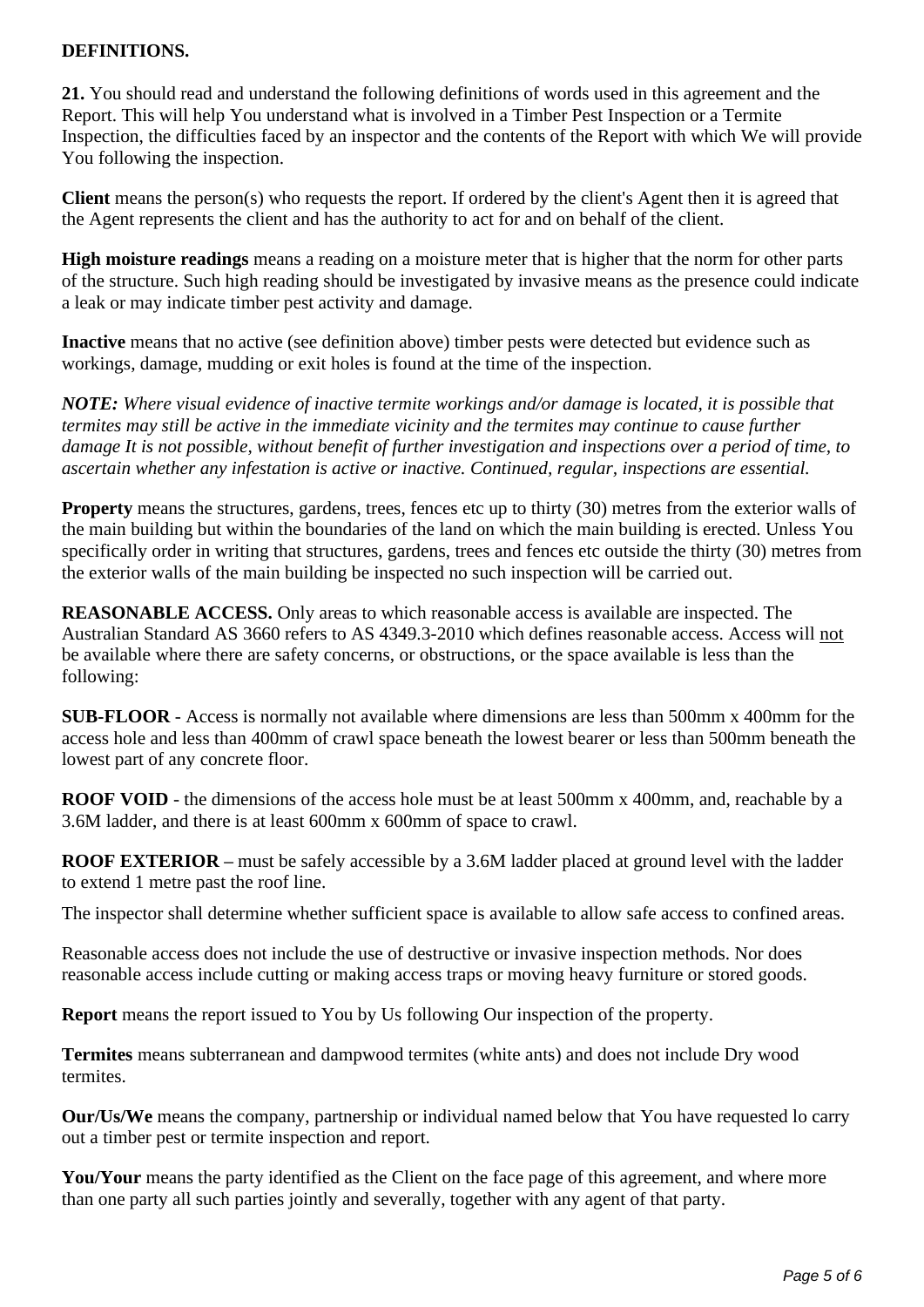**DEFINITIONS.**

**21.** You should read and understand the following definitions of words used in this agreement and the Report. This will help You understand what is involved in a Timber Pest Inspection or a Termite Inspection, the difficulties faced by an inspector and the contents of the Report with which We will provide You following the inspection.

**Client** means the person(s) who requests the report. If ordered by the client's Agent then it is agreed that the Agent represents the client and has the authority to act for and on behalf of the client.

**High moisture readings** means a reading on a moisture meter that is higher that the norm for other parts of the structure. Such high reading should be investigated by invasive means as the presence could indicate a leak or may indicate timber pest activity and damage.

**Inactive** means that no active (see definition above) timber pests were detected but evidence such as workings, damage, mudding or exit holes is found at the time of the inspection.

***NOTE:*** *Where visual evidence of inactive termite workings and/or damage is located, it is possible that termites may still be active in the immediate vicinity and the termites may continue to cause further damage It is not possible, without benefit of further investigation and inspections over a period of time, to ascertain whether any infestation is active or inactive. Continued, regular, inspections are essential.*

**Property** means the structures, gardens, trees, fences etc up to thirty (30) metres from the exterior walls of the main building but within the boundaries of the land on which the main building is erected. Unless You specifically order in writing that structures, gardens, trees and fences etc outside the thirty (30) metres from the exterior walls of the main building be inspected no such inspection will be carried out.

**REASONABLE ACCESS.** Only areas to which reasonable access is available are inspected. The Australian Standard AS 3660 refers to AS 4349.3-2010 which defines reasonable access. Access will not be available where there are safety concerns, or obstructions, or the space available is less than the following:

**SUB-FLOOR** - Access is normally not available where dimensions are less than 500mm x 400mm for the access hole and less than 400mm of crawl space beneath the lowest bearer or less than 500mm beneath the lowest part of any concrete floor.

**ROOF VOID** - the dimensions of the access hole must be at least 500mm x 400mm, and, reachable by a 3.6M ladder, and there is at least 600mm x 600mm of space to crawl.

**ROOF EXTERIOR –** must be safely accessible by a 3.6M ladder placed at ground level with the ladder to extend 1 metre past the roof line.

The inspector shall determine whether sufficient space is available to allow safe access to confined areas.

Reasonable access does not include the use of destructive or invasive inspection methods. Nor does reasonable access include cutting or making access traps or moving heavy furniture or stored goods.

**Report** means the report issued to You by Us following Our inspection of the property.

**Termites** means subterranean and dampwood termites (white ants) and does not include Dry wood termites.

**Our/Us/We** means the company, partnership or individual named below that You have requested lo carry out a timber pest or termite inspection and report.

**You/Your** means the party identified as the Client on the face page of this agreement, and where more than one party all such parties jointly and severally, together with any agent of that party.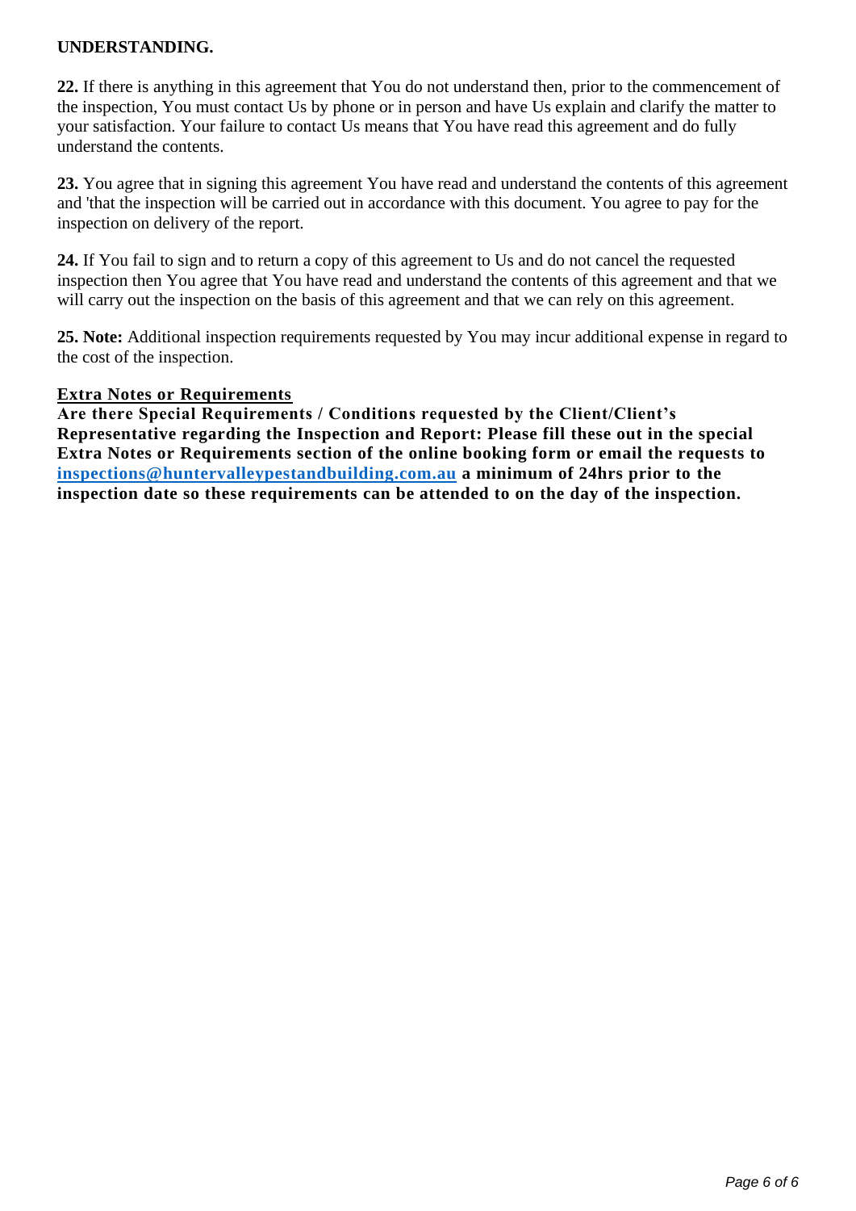**UNDERSTANDING.**

**22.** If there is anything in this agreement that You do not understand then, prior to the commencement of the inspection, You must contact Us by phone or in person and have Us explain and clarify the matter to your satisfaction. Your failure to contact Us means that You have read this agreement and do fully understand the contents.

**23.** You agree that in signing this agreement You have read and understand the contents of this agreement and 'that the inspection will be carried out in accordance with this document. You agree to pay for the inspection on delivery of the report.

**24.** If You fail to sign and to return a copy of this agreement to Us and do not cancel the requested inspection then You agree that You have read and understand the contents of this agreement and that we will carry out the inspection on the basis of this agreement and that we can rely on this agreement.

**25. Note:** Additional inspection requirements requested by You may incur additional expense in regard to the cost of the inspection.

**Extra Notes or Requirements**

**Are there Special Requirements / Conditions requested by the Client/Client's Representative regarding the Inspection and Report: Please fill these out in the special Extra Notes or Requirements section of the online booking form or email the requests to [inspections@huntervalleypestandbuilding.com.au](mailto:inspections@huntervalleypestandbuilding.com.au) a minimum of 24hrs prior to the inspection date so these requirements can be attended to on the day of the inspection.**